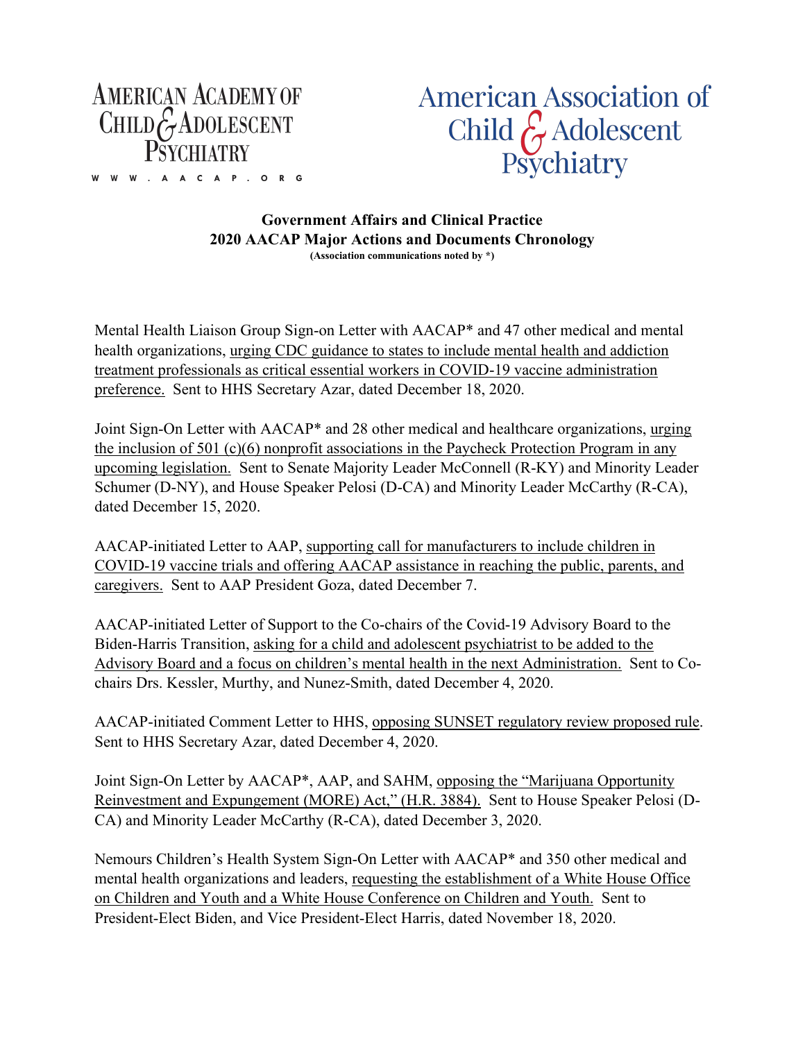AMERICAN ACADEMY OF CHILD & ADOLESCENT PSYCHIATRY

WWW.AACAP.ORG

American Association of Child & Adolescent Psychiatry

**Government Affairs and Clinical Practice**
**2020 AACAP Major Actions and Documents Chronology**
**(Association communications noted by *)**

Mental Health Liaison Group Sign-on Letter with AACAP* and 47 other medical and mental health organizations, urging CDC guidance to states to include mental health and addiction treatment professionals as critical essential workers in COVID-19 vaccine administration preference. Sent to HHS Secretary Azar, dated December 18, 2020.

Joint Sign-On Letter with AACAP* and 28 other medical and healthcare organizations, urging the inclusion of 501 (c)(6) nonprofit associations in the Paycheck Protection Program in any upcoming legislation. Sent to Senate Majority Leader McConnell (R-KY) and Minority Leader Schumer (D-NY), and House Speaker Pelosi (D-CA) and Minority Leader McCarthy (R-CA), dated December 15, 2020.

AACAP-initiated Letter to AAP, supporting call for manufacturers to include children in COVID-19 vaccine trials and offering AACAP assistance in reaching the public, parents, and caregivers. Sent to AAP President Goza, dated December 7.

AACAP-initiated Letter of Support to the Co-chairs of the Covid-19 Advisory Board to the Biden-Harris Transition, asking for a child and adolescent psychiatrist to be added to the Advisory Board and a focus on children's mental health in the next Administration. Sent to Co-chairs Drs. Kessler, Murthy, and Nunez-Smith, dated December 4, 2020.

AACAP-initiated Comment Letter to HHS, opposing SUNSET regulatory review proposed rule. Sent to HHS Secretary Azar, dated December 4, 2020.

Joint Sign-On Letter by AACAP*, AAP, and SAHM, opposing the "Marijuana Opportunity Reinvestment and Expungement (MORE) Act," (H.R. 3884). Sent to House Speaker Pelosi (D-CA) and Minority Leader McCarthy (R-CA), dated December 3, 2020.

Nemours Children's Health System Sign-On Letter with AACAP* and 350 other medical and mental health organizations and leaders, requesting the establishment of a White House Office on Children and Youth and a White House Conference on Children and Youth. Sent to President-Elect Biden, and Vice President-Elect Harris, dated November 18, 2020.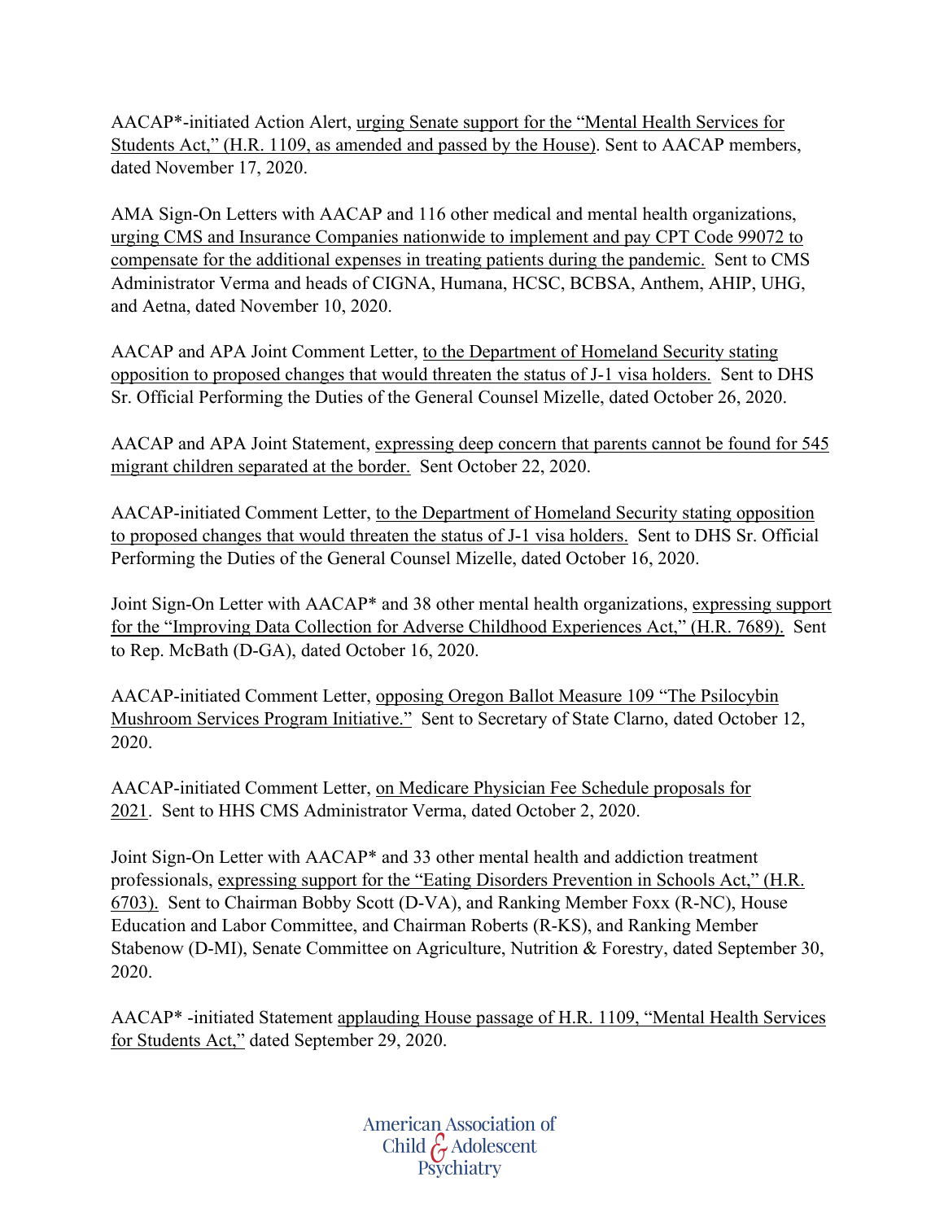AACAP*-initiated Action Alert, urging Senate support for the "Mental Health Services for Students Act," (H.R. 1109, as amended and passed by the House). Sent to AACAP members, dated November 17, 2020.

AMA Sign-On Letters with AACAP and 116 other medical and mental health organizations, urging CMS and Insurance Companies nationwide to implement and pay CPT Code 99072 to compensate for the additional expenses in treating patients during the pandemic. Sent to CMS Administrator Verma and heads of CIGNA, Humana, HCSC, BCBSA, Anthem, AHIP, UHG, and Aetna, dated November 10, 2020.

AACAP and APA Joint Comment Letter, to the Department of Homeland Security stating opposition to proposed changes that would threaten the status of J-1 visa holders. Sent to DHS Sr. Official Performing the Duties of the General Counsel Mizelle, dated October 26, 2020.

AACAP and APA Joint Statement, expressing deep concern that parents cannot be found for 545 migrant children separated at the border. Sent October 22, 2020.

AACAP-initiated Comment Letter, to the Department of Homeland Security stating opposition to proposed changes that would threaten the status of J-1 visa holders. Sent to DHS Sr. Official Performing the Duties of the General Counsel Mizelle, dated October 16, 2020.

Joint Sign-On Letter with AACAP* and 38 other mental health organizations, expressing support for the "Improving Data Collection for Adverse Childhood Experiences Act," (H.R. 7689). Sent to Rep. McBath (D-GA), dated October 16, 2020.

AACAP-initiated Comment Letter, opposing Oregon Ballot Measure 109 "The Psilocybin Mushroom Services Program Initiative." Sent to Secretary of State Clarno, dated October 12, 2020.

AACAP-initiated Comment Letter, on Medicare Physician Fee Schedule proposals for 2021. Sent to HHS CMS Administrator Verma, dated October 2, 2020.

Joint Sign-On Letter with AACAP* and 33 other mental health and addiction treatment professionals, expressing support for the "Eating Disorders Prevention in Schools Act," (H.R. 6703). Sent to Chairman Bobby Scott (D-VA), and Ranking Member Foxx (R-NC), House Education and Labor Committee, and Chairman Roberts (R-KS), and Ranking Member Stabenow (D-MI), Senate Committee on Agriculture, Nutrition & Forestry, dated September 30, 2020.

AACAP* -initiated Statement applauding House passage of H.R. 1109, "Mental Health Services for Students Act," dated September 29, 2020.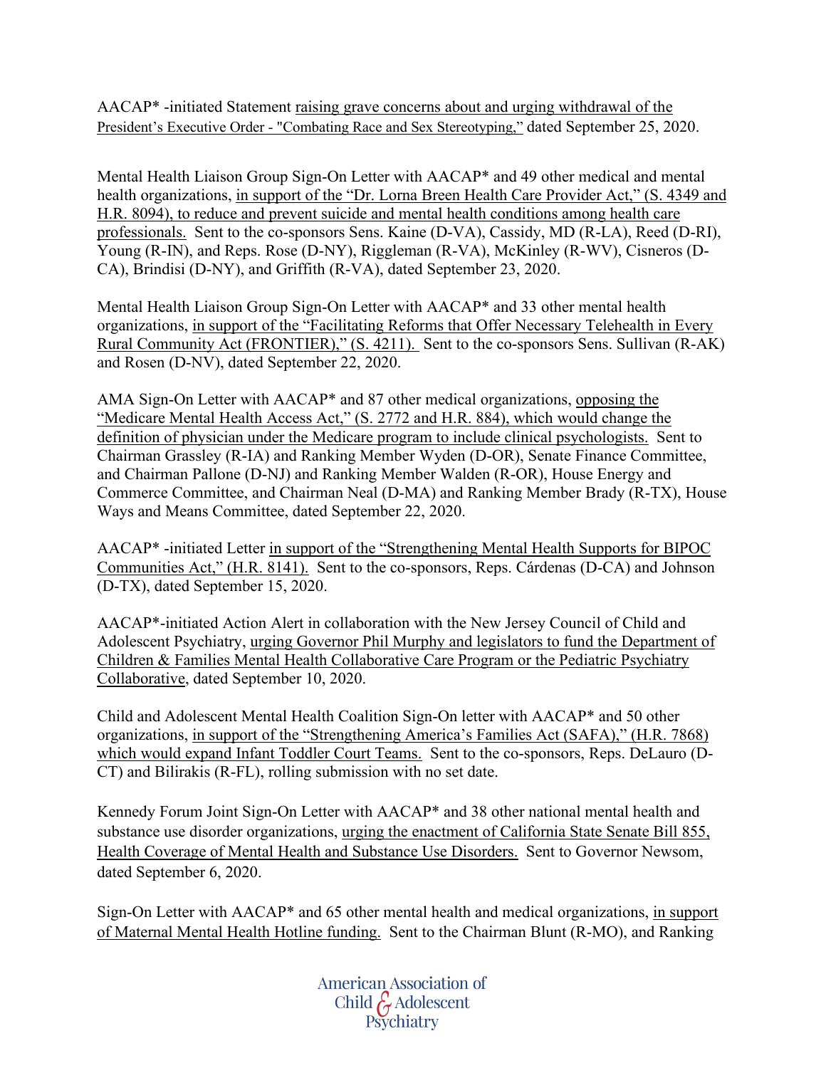AACAP* -initiated Statement raising grave concerns about and urging withdrawal of the President's Executive Order - "Combating Race and Sex Stereotyping," dated September 25, 2020.

Mental Health Liaison Group Sign-On Letter with AACAP* and 49 other medical and mental health organizations, in support of the "Dr. Lorna Breen Health Care Provider Act," (S. 4349 and H.R. 8094), to reduce and prevent suicide and mental health conditions among health care professionals. Sent to the co-sponsors Sens. Kaine (D-VA), Cassidy, MD (R-LA), Reed (D-RI), Young (R-IN), and Reps. Rose (D-NY), Riggleman (R-VA), McKinley (R-WV), Cisneros (D-CA), Brindisi (D-NY), and Griffith (R-VA), dated September 23, 2020.

Mental Health Liaison Group Sign-On Letter with AACAP* and 33 other mental health organizations, in support of the "Facilitating Reforms that Offer Necessary Telehealth in Every Rural Community Act (FRONTIER)," (S. 4211). Sent to the co-sponsors Sens. Sullivan (R-AK) and Rosen (D-NV), dated September 22, 2020.

AMA Sign-On Letter with AACAP* and 87 other medical organizations, opposing the "Medicare Mental Health Access Act," (S. 2772 and H.R. 884), which would change the definition of physician under the Medicare program to include clinical psychologists. Sent to Chairman Grassley (R-IA) and Ranking Member Wyden (D-OR), Senate Finance Committee, and Chairman Pallone (D-NJ) and Ranking Member Walden (R-OR), House Energy and Commerce Committee, and Chairman Neal (D-MA) and Ranking Member Brady (R-TX), House Ways and Means Committee, dated September 22, 2020.

AACAP* -initiated Letter in support of the "Strengthening Mental Health Supports for BIPOC Communities Act," (H.R. 8141). Sent to the co-sponsors, Reps. Cárdenas (D-CA) and Johnson (D-TX), dated September 15, 2020.

AACAP*-initiated Action Alert in collaboration with the New Jersey Council of Child and Adolescent Psychiatry, urging Governor Phil Murphy and legislators to fund the Department of Children & Families Mental Health Collaborative Care Program or the Pediatric Psychiatry Collaborative, dated September 10, 2020.

Child and Adolescent Mental Health Coalition Sign-On letter with AACAP* and 50 other organizations, in support of the "Strengthening America's Families Act (SAFA)," (H.R. 7868) which would expand Infant Toddler Court Teams. Sent to the co-sponsors, Reps. DeLauro (D-CT) and Bilirakis (R-FL), rolling submission with no set date.

Kennedy Forum Joint Sign-On Letter with AACAP* and 38 other national mental health and substance use disorder organizations, urging the enactment of California State Senate Bill 855, Health Coverage of Mental Health and Substance Use Disorders. Sent to Governor Newsom, dated September 6, 2020.

Sign-On Letter with AACAP* and 65 other mental health and medical organizations, in support of Maternal Mental Health Hotline funding. Sent to the Chairman Blunt (R-MO), and Ranking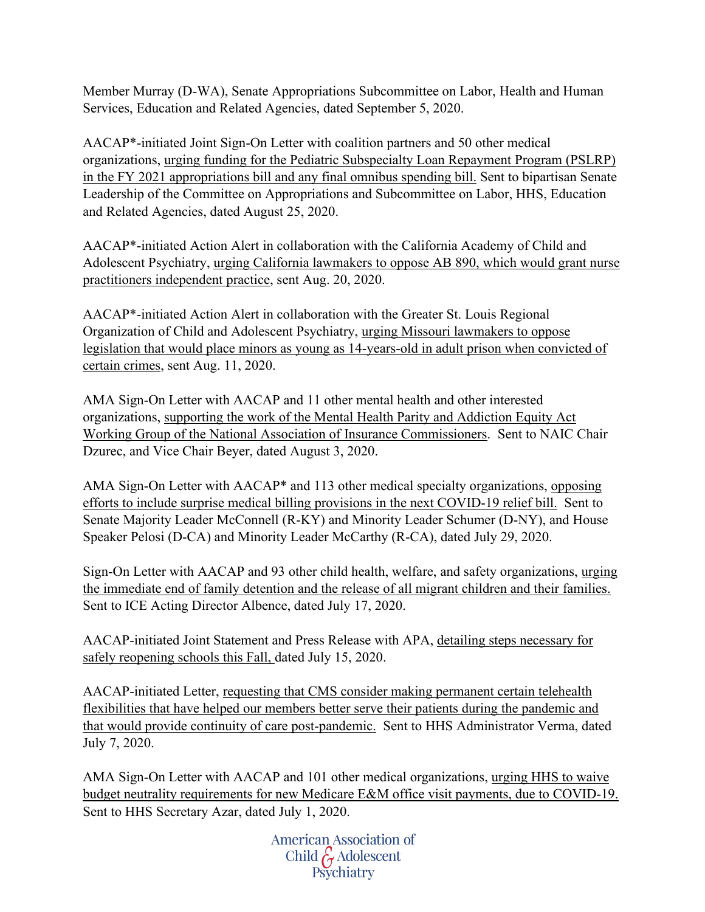Member Murray (D-WA), Senate Appropriations Subcommittee on Labor, Health and Human Services, Education and Related Agencies, dated September 5, 2020.

AACAP*-initiated Joint Sign-On Letter with coalition partners and 50 other medical organizations, urging funding for the Pediatric Subspecialty Loan Repayment Program (PSLRP) in the FY 2021 appropriations bill and any final omnibus spending bill. Sent to bipartisan Senate Leadership of the Committee on Appropriations and Subcommittee on Labor, HHS, Education and Related Agencies, dated August 25, 2020.

AACAP*-initiated Action Alert in collaboration with the California Academy of Child and Adolescent Psychiatry, urging California lawmakers to oppose AB 890, which would grant nurse practitioners independent practice, sent Aug. 20, 2020.

AACAP*-initiated Action Alert in collaboration with the Greater St. Louis Regional Organization of Child and Adolescent Psychiatry, urging Missouri lawmakers to oppose legislation that would place minors as young as 14-years-old in adult prison when convicted of certain crimes, sent Aug. 11, 2020.

AMA Sign-On Letter with AACAP and 11 other mental health and other interested organizations, supporting the work of the Mental Health Parity and Addiction Equity Act Working Group of the National Association of Insurance Commissioners. Sent to NAIC Chair Dzurec, and Vice Chair Beyer, dated August 3, 2020.

AMA Sign-On Letter with AACAP* and 113 other medical specialty organizations, opposing efforts to include surprise medical billing provisions in the next COVID-19 relief bill. Sent to Senate Majority Leader McConnell (R-KY) and Minority Leader Schumer (D-NY), and House Speaker Pelosi (D-CA) and Minority Leader McCarthy (R-CA), dated July 29, 2020.

Sign-On Letter with AACAP and 93 other child health, welfare, and safety organizations, urging the immediate end of family detention and the release of all migrant children and their families. Sent to ICE Acting Director Albence, dated July 17, 2020.

AACAP-initiated Joint Statement and Press Release with APA, detailing steps necessary for safely reopening schools this Fall, dated July 15, 2020.

AACAP-initiated Letter, requesting that CMS consider making permanent certain telehealth flexibilities that have helped our members better serve their patients during the pandemic and that would provide continuity of care post-pandemic. Sent to HHS Administrator Verma, dated July 7, 2020.

AMA Sign-On Letter with AACAP and 101 other medical organizations, urging HHS to waive budget neutrality requirements for new Medicare E&M office visit payments, due to COVID-19. Sent to HHS Secretary Azar, dated July 1, 2020.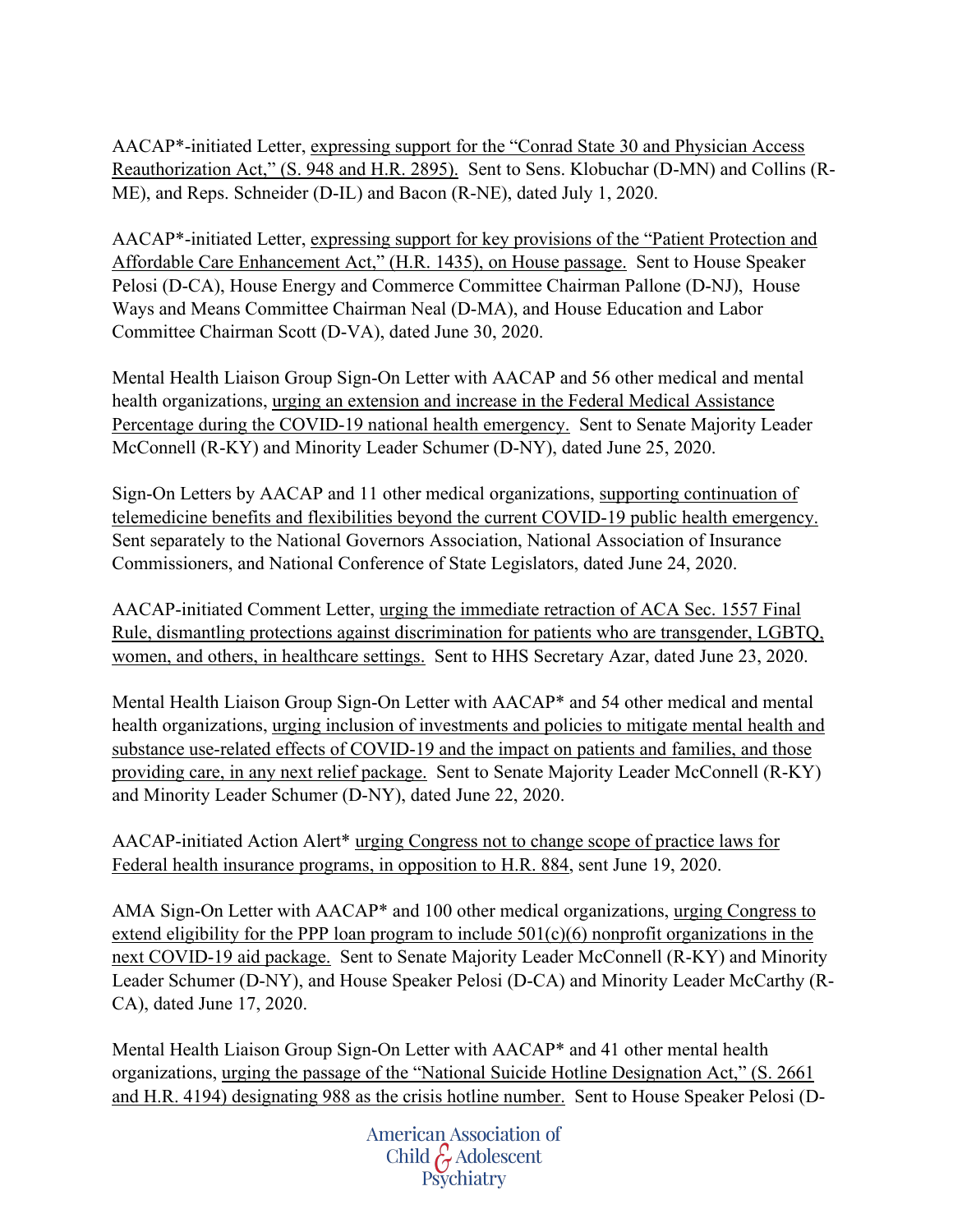AACAP*-initiated Letter, expressing support for the "Conrad State 30 and Physician Access Reauthorization Act," (S. 948 and H.R. 2895). Sent to Sens. Klobuchar (D-MN) and Collins (R-ME), and Reps. Schneider (D-IL) and Bacon (R-NE), dated July 1, 2020.

AACAP*-initiated Letter, expressing support for key provisions of the "Patient Protection and Affordable Care Enhancement Act," (H.R. 1435), on House passage. Sent to House Speaker Pelosi (D-CA), House Energy and Commerce Committee Chairman Pallone (D-NJ), House Ways and Means Committee Chairman Neal (D-MA), and House Education and Labor Committee Chairman Scott (D-VA), dated June 30, 2020.

Mental Health Liaison Group Sign-On Letter with AACAP and 56 other medical and mental health organizations, urging an extension and increase in the Federal Medical Assistance Percentage during the COVID-19 national health emergency. Sent to Senate Majority Leader McConnell (R-KY) and Minority Leader Schumer (D-NY), dated June 25, 2020.

Sign-On Letters by AACAP and 11 other medical organizations, supporting continuation of telemedicine benefits and flexibilities beyond the current COVID-19 public health emergency. Sent separately to the National Governors Association, National Association of Insurance Commissioners, and National Conference of State Legislators, dated June 24, 2020.

AACAP-initiated Comment Letter, urging the immediate retraction of ACA Sec. 1557 Final Rule, dismantling protections against discrimination for patients who are transgender, LGBTQ, women, and others, in healthcare settings. Sent to HHS Secretary Azar, dated June 23, 2020.

Mental Health Liaison Group Sign-On Letter with AACAP* and 54 other medical and mental health organizations, urging inclusion of investments and policies to mitigate mental health and substance use-related effects of COVID-19 and the impact on patients and families, and those providing care, in any next relief package. Sent to Senate Majority Leader McConnell (R-KY) and Minority Leader Schumer (D-NY), dated June 22, 2020.

AACAP-initiated Action Alert* urging Congress not to change scope of practice laws for Federal health insurance programs, in opposition to H.R. 884, sent June 19, 2020.

AMA Sign-On Letter with AACAP* and 100 other medical organizations, urging Congress to extend eligibility for the PPP loan program to include 501(c)(6) nonprofit organizations in the next COVID-19 aid package. Sent to Senate Majority Leader McConnell (R-KY) and Minority Leader Schumer (D-NY), and House Speaker Pelosi (D-CA) and Minority Leader McCarthy (R-CA), dated June 17, 2020.

Mental Health Liaison Group Sign-On Letter with AACAP* and 41 other mental health organizations, urging the passage of the "National Suicide Hotline Designation Act," (S. 2661 and H.R. 4194) designating 988 as the crisis hotline number. Sent to House Speaker Pelosi (D-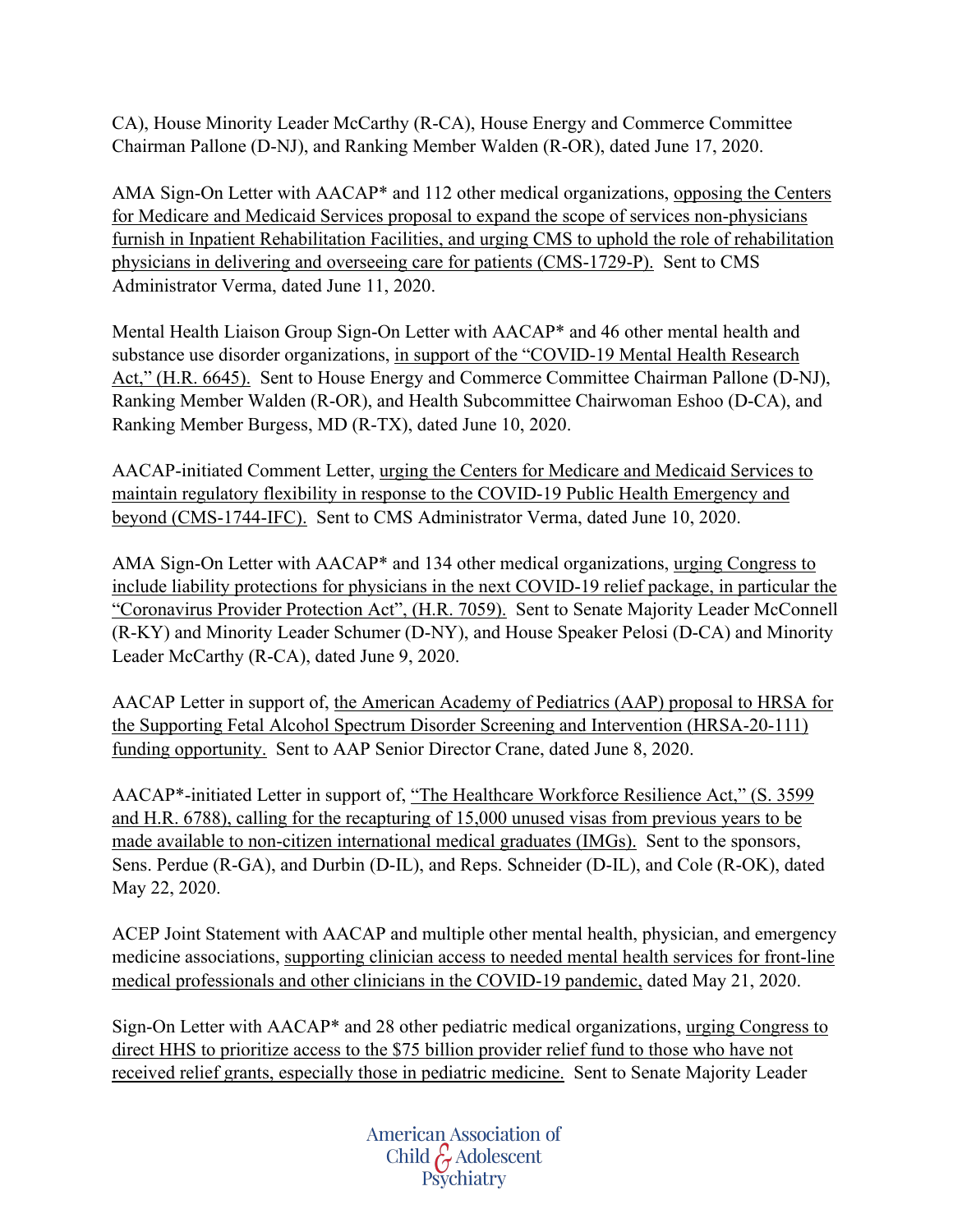CA), House Minority Leader McCarthy (R-CA), House Energy and Commerce Committee Chairman Pallone (D-NJ), and Ranking Member Walden (R-OR), dated June 17, 2020.

AMA Sign-On Letter with AACAP* and 112 other medical organizations, opposing the Centers for Medicare and Medicaid Services proposal to expand the scope of services non-physicians furnish in Inpatient Rehabilitation Facilities, and urging CMS to uphold the role of rehabilitation physicians in delivering and overseeing care for patients (CMS-1729-P). Sent to CMS Administrator Verma, dated June 11, 2020.

Mental Health Liaison Group Sign-On Letter with AACAP* and 46 other mental health and substance use disorder organizations, in support of the "COVID-19 Mental Health Research Act," (H.R. 6645). Sent to House Energy and Commerce Committee Chairman Pallone (D-NJ), Ranking Member Walden (R-OR), and Health Subcommittee Chairwoman Eshoo (D-CA), and Ranking Member Burgess, MD (R-TX), dated June 10, 2020.

AACAP-initiated Comment Letter, urging the Centers for Medicare and Medicaid Services to maintain regulatory flexibility in response to the COVID-19 Public Health Emergency and beyond (CMS-1744-IFC). Sent to CMS Administrator Verma, dated June 10, 2020.

AMA Sign-On Letter with AACAP* and 134 other medical organizations, urging Congress to include liability protections for physicians in the next COVID-19 relief package, in particular the "Coronavirus Provider Protection Act", (H.R. 7059). Sent to Senate Majority Leader McConnell (R-KY) and Minority Leader Schumer (D-NY), and House Speaker Pelosi (D-CA) and Minority Leader McCarthy (R-CA), dated June 9, 2020.

AACAP Letter in support of, the American Academy of Pediatrics (AAP) proposal to HRSA for the Supporting Fetal Alcohol Spectrum Disorder Screening and Intervention (HRSA-20-111) funding opportunity. Sent to AAP Senior Director Crane, dated June 8, 2020.

AACAP*-initiated Letter in support of, "The Healthcare Workforce Resilience Act," (S. 3599 and H.R. 6788), calling for the recapturing of 15,000 unused visas from previous years to be made available to non-citizen international medical graduates (IMGs). Sent to the sponsors, Sens. Perdue (R-GA), and Durbin (D-IL), and Reps. Schneider (D-IL), and Cole (R-OK), dated May 22, 2020.

ACEP Joint Statement with AACAP and multiple other mental health, physician, and emergency medicine associations, supporting clinician access to needed mental health services for front-line medical professionals and other clinicians in the COVID-19 pandemic, dated May 21, 2020.

Sign-On Letter with AACAP* and 28 other pediatric medical organizations, urging Congress to direct HHS to prioritize access to the $75 billion provider relief fund to those who have not received relief grants, especially those in pediatric medicine. Sent to Senate Majority Leader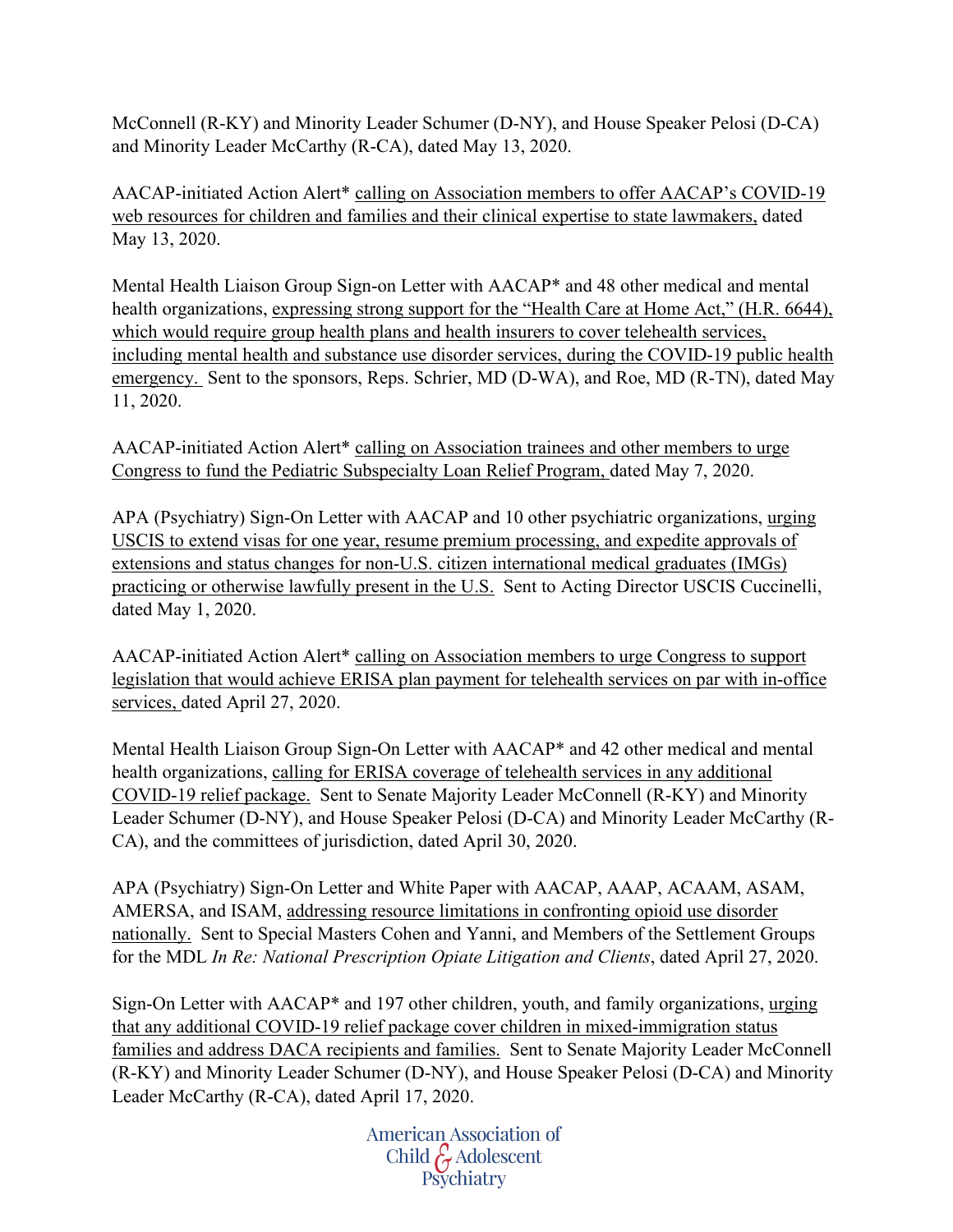McConnell (R-KY) and Minority Leader Schumer (D-NY), and House Speaker Pelosi (D-CA) and Minority Leader McCarthy (R-CA), dated May 13, 2020.

AACAP-initiated Action Alert* calling on Association members to offer AACAP's COVID-19 web resources for children and families and their clinical expertise to state lawmakers, dated May 13, 2020.

Mental Health Liaison Group Sign-on Letter with AACAP* and 48 other medical and mental health organizations, expressing strong support for the "Health Care at Home Act," (H.R. 6644), which would require group health plans and health insurers to cover telehealth services, including mental health and substance use disorder services, during the COVID-19 public health emergency. Sent to the sponsors, Reps. Schrier, MD (D-WA), and Roe, MD (R-TN), dated May 11, 2020.

AACAP-initiated Action Alert* calling on Association trainees and other members to urge Congress to fund the Pediatric Subspecialty Loan Relief Program, dated May 7, 2020.

APA (Psychiatry) Sign-On Letter with AACAP and 10 other psychiatric organizations, urging USCIS to extend visas for one year, resume premium processing, and expedite approvals of extensions and status changes for non-U.S. citizen international medical graduates (IMGs) practicing or otherwise lawfully present in the U.S. Sent to Acting Director USCIS Cuccinelli, dated May 1, 2020.

AACAP-initiated Action Alert* calling on Association members to urge Congress to support legislation that would achieve ERISA plan payment for telehealth services on par with in-office services, dated April 27, 2020.

Mental Health Liaison Group Sign-On Letter with AACAP* and 42 other medical and mental health organizations, calling for ERISA coverage of telehealth services in any additional COVID-19 relief package. Sent to Senate Majority Leader McConnell (R-KY) and Minority Leader Schumer (D-NY), and House Speaker Pelosi (D-CA) and Minority Leader McCarthy (R-CA), and the committees of jurisdiction, dated April 30, 2020.

APA (Psychiatry) Sign-On Letter and White Paper with AACAP, AAAP, ACAAM, ASAM, AMERSA, and ISAM, addressing resource limitations in confronting opioid use disorder nationally. Sent to Special Masters Cohen and Yanni, and Members of the Settlement Groups for the MDL *In Re: National Prescription Opiate Litigation and Clients*, dated April 27, 2020.

Sign-On Letter with AACAP* and 197 other children, youth, and family organizations, urging that any additional COVID-19 relief package cover children in mixed-immigration status families and address DACA recipients and families. Sent to Senate Majority Leader McConnell (R-KY) and Minority Leader Schumer (D-NY), and House Speaker Pelosi (D-CA) and Minority Leader McCarthy (R-CA), dated April 17, 2020.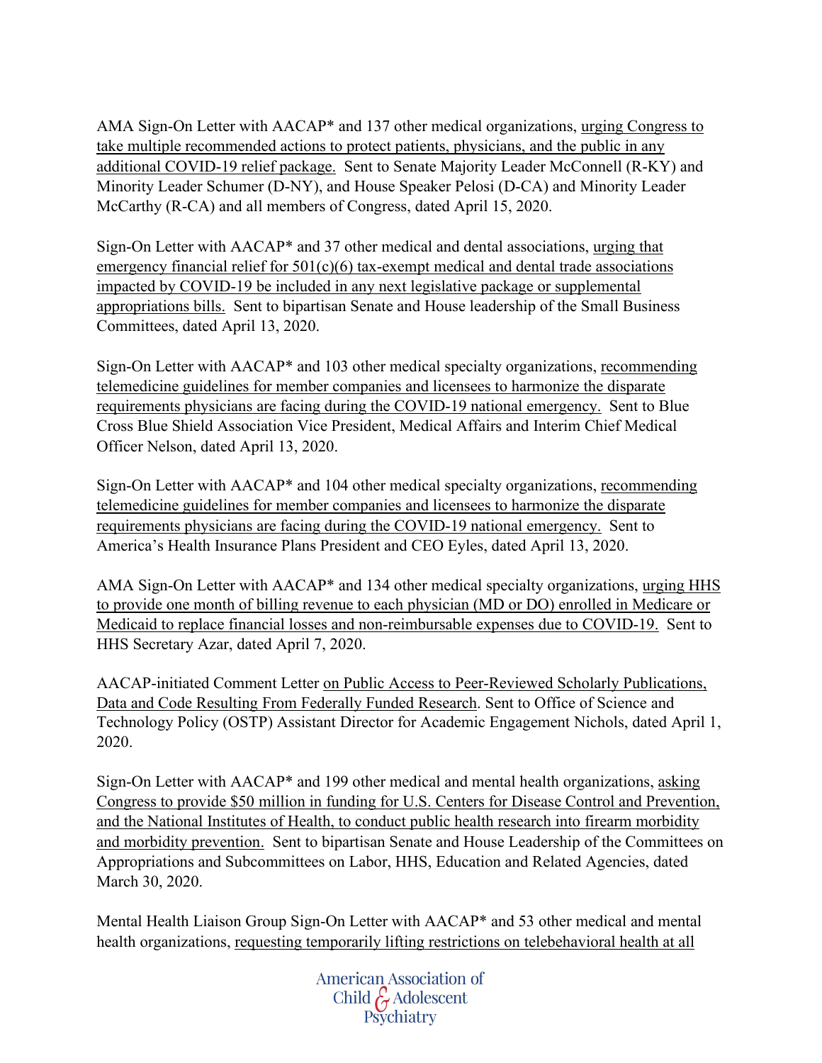AMA Sign-On Letter with AACAP* and 137 other medical organizations, urging Congress to take multiple recommended actions to protect patients, physicians, and the public in any additional COVID-19 relief package. Sent to Senate Majority Leader McConnell (R-KY) and Minority Leader Schumer (D-NY), and House Speaker Pelosi (D-CA) and Minority Leader McCarthy (R-CA) and all members of Congress, dated April 15, 2020.

Sign-On Letter with AACAP* and 37 other medical and dental associations, urging that emergency financial relief for 501(c)(6) tax-exempt medical and dental trade associations impacted by COVID-19 be included in any next legislative package or supplemental appropriations bills. Sent to bipartisan Senate and House leadership of the Small Business Committees, dated April 13, 2020.

Sign-On Letter with AACAP* and 103 other medical specialty organizations, recommending telemedicine guidelines for member companies and licensees to harmonize the disparate requirements physicians are facing during the COVID-19 national emergency. Sent to Blue Cross Blue Shield Association Vice President, Medical Affairs and Interim Chief Medical Officer Nelson, dated April 13, 2020.

Sign-On Letter with AACAP* and 104 other medical specialty organizations, recommending telemedicine guidelines for member companies and licensees to harmonize the disparate requirements physicians are facing during the COVID-19 national emergency. Sent to America's Health Insurance Plans President and CEO Eyles, dated April 13, 2020.

AMA Sign-On Letter with AACAP* and 134 other medical specialty organizations, urging HHS to provide one month of billing revenue to each physician (MD or DO) enrolled in Medicare or Medicaid to replace financial losses and non-reimbursable expenses due to COVID-19. Sent to HHS Secretary Azar, dated April 7, 2020.

AACAP-initiated Comment Letter on Public Access to Peer-Reviewed Scholarly Publications, Data and Code Resulting From Federally Funded Research. Sent to Office of Science and Technology Policy (OSTP) Assistant Director for Academic Engagement Nichols, dated April 1, 2020.

Sign-On Letter with AACAP* and 199 other medical and mental health organizations, asking Congress to provide $50 million in funding for U.S. Centers for Disease Control and Prevention, and the National Institutes of Health, to conduct public health research into firearm morbidity and morbidity prevention. Sent to bipartisan Senate and House Leadership of the Committees on Appropriations and Subcommittees on Labor, HHS, Education and Related Agencies, dated March 30, 2020.

Mental Health Liaison Group Sign-On Letter with AACAP* and 53 other medical and mental health organizations, requesting temporarily lifting restrictions on telebehavioral health at all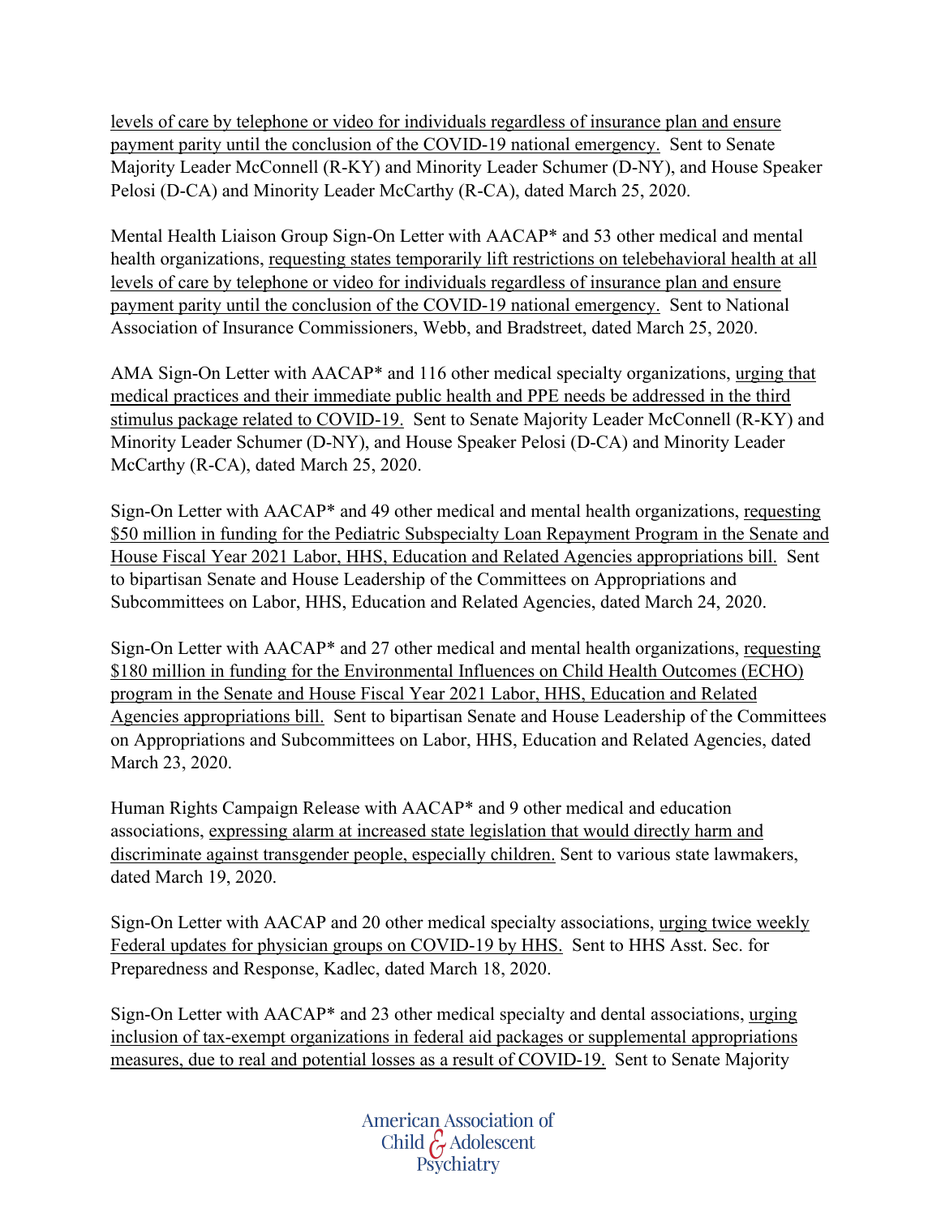levels of care by telephone or video for individuals regardless of insurance plan and ensure payment parity until the conclusion of the COVID-19 national emergency. Sent to Senate Majority Leader McConnell (R-KY) and Minority Leader Schumer (D-NY), and House Speaker Pelosi (D-CA) and Minority Leader McCarthy (R-CA), dated March 25, 2020.

Mental Health Liaison Group Sign-On Letter with AACAP* and 53 other medical and mental health organizations, requesting states temporarily lift restrictions on telebehavioral health at all levels of care by telephone or video for individuals regardless of insurance plan and ensure payment parity until the conclusion of the COVID-19 national emergency. Sent to National Association of Insurance Commissioners, Webb, and Bradstreet, dated March 25, 2020.

AMA Sign-On Letter with AACAP* and 116 other medical specialty organizations, urging that medical practices and their immediate public health and PPE needs be addressed in the third stimulus package related to COVID-19. Sent to Senate Majority Leader McConnell (R-KY) and Minority Leader Schumer (D-NY), and House Speaker Pelosi (D-CA) and Minority Leader McCarthy (R-CA), dated March 25, 2020.

Sign-On Letter with AACAP* and 49 other medical and mental health organizations, requesting $50 million in funding for the Pediatric Subspecialty Loan Repayment Program in the Senate and House Fiscal Year 2021 Labor, HHS, Education and Related Agencies appropriations bill. Sent to bipartisan Senate and House Leadership of the Committees on Appropriations and Subcommittees on Labor, HHS, Education and Related Agencies, dated March 24, 2020.

Sign-On Letter with AACAP* and 27 other medical and mental health organizations, requesting $180 million in funding for the Environmental Influences on Child Health Outcomes (ECHO) program in the Senate and House Fiscal Year 2021 Labor, HHS, Education and Related Agencies appropriations bill. Sent to bipartisan Senate and House Leadership of the Committees on Appropriations and Subcommittees on Labor, HHS, Education and Related Agencies, dated March 23, 2020.

Human Rights Campaign Release with AACAP* and 9 other medical and education associations, expressing alarm at increased state legislation that would directly harm and discriminate against transgender people, especially children. Sent to various state lawmakers, dated March 19, 2020.

Sign-On Letter with AACAP and 20 other medical specialty associations, urging twice weekly Federal updates for physician groups on COVID-19 by HHS. Sent to HHS Asst. Sec. for Preparedness and Response, Kadlec, dated March 18, 2020.

Sign-On Letter with AACAP* and 23 other medical specialty and dental associations, urging inclusion of tax-exempt organizations in federal aid packages or supplemental appropriations measures, due to real and potential losses as a result of COVID-19. Sent to Senate Majority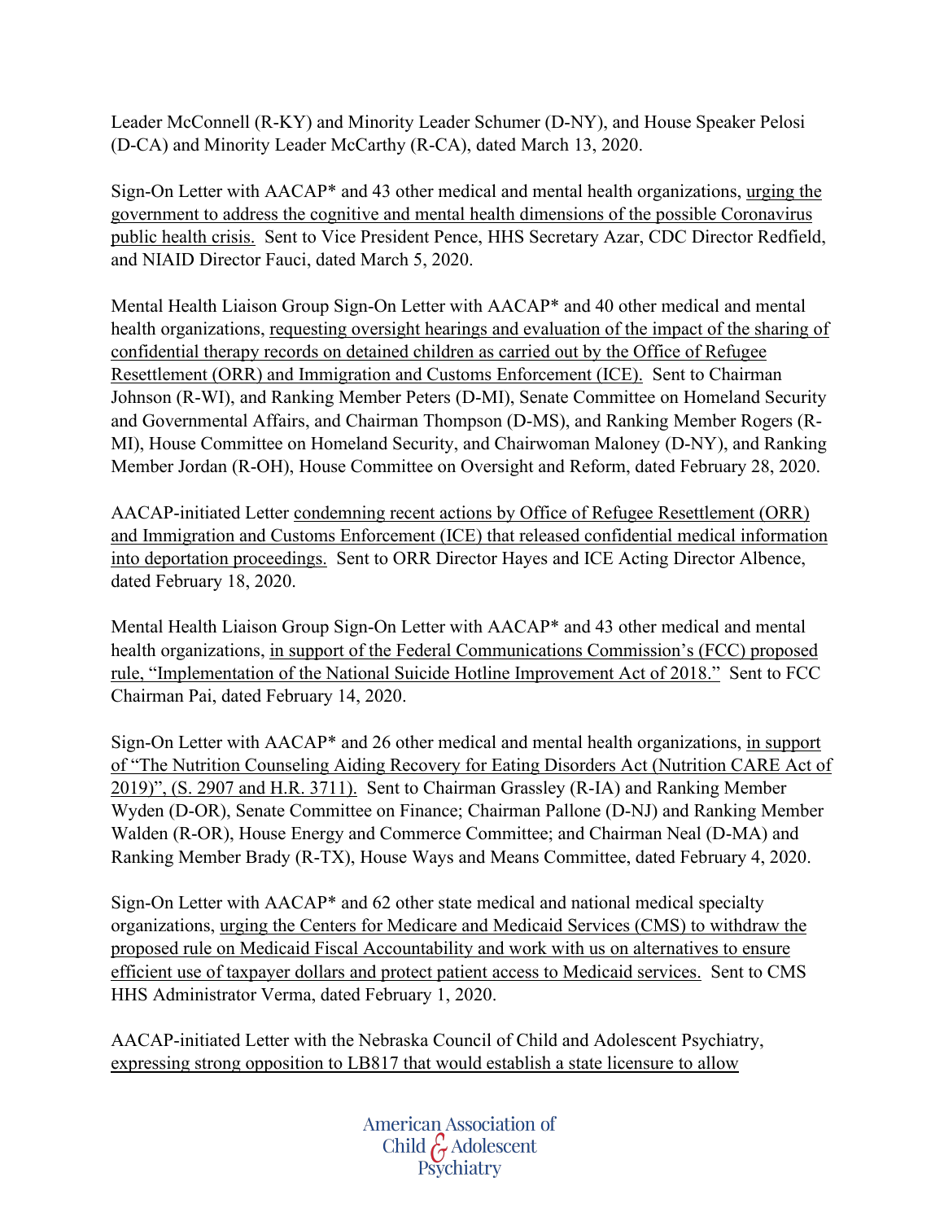Leader McConnell (R-KY) and Minority Leader Schumer (D-NY), and House Speaker Pelosi (D-CA) and Minority Leader McCarthy (R-CA), dated March 13, 2020.

Sign-On Letter with AACAP* and 43 other medical and mental health organizations, urging the government to address the cognitive and mental health dimensions of the possible Coronavirus public health crisis. Sent to Vice President Pence, HHS Secretary Azar, CDC Director Redfield, and NIAID Director Fauci, dated March 5, 2020.

Mental Health Liaison Group Sign-On Letter with AACAP* and 40 other medical and mental health organizations, requesting oversight hearings and evaluation of the impact of the sharing of confidential therapy records on detained children as carried out by the Office of Refugee Resettlement (ORR) and Immigration and Customs Enforcement (ICE). Sent to Chairman Johnson (R-WI), and Ranking Member Peters (D-MI), Senate Committee on Homeland Security and Governmental Affairs, and Chairman Thompson (D-MS), and Ranking Member Rogers (R-MI), House Committee on Homeland Security, and Chairwoman Maloney (D-NY), and Ranking Member Jordan (R-OH), House Committee on Oversight and Reform, dated February 28, 2020.

AACAP-initiated Letter condemning recent actions by Office of Refugee Resettlement (ORR) and Immigration and Customs Enforcement (ICE) that released confidential medical information into deportation proceedings. Sent to ORR Director Hayes and ICE Acting Director Albence, dated February 18, 2020.

Mental Health Liaison Group Sign-On Letter with AACAP* and 43 other medical and mental health organizations, in support of the Federal Communications Commission's (FCC) proposed rule, "Implementation of the National Suicide Hotline Improvement Act of 2018." Sent to FCC Chairman Pai, dated February 14, 2020.

Sign-On Letter with AACAP* and 26 other medical and mental health organizations, in support of "The Nutrition Counseling Aiding Recovery for Eating Disorders Act (Nutrition CARE Act of 2019)", (S. 2907 and H.R. 3711). Sent to Chairman Grassley (R-IA) and Ranking Member Wyden (D-OR), Senate Committee on Finance; Chairman Pallone (D-NJ) and Ranking Member Walden (R-OR), House Energy and Commerce Committee; and Chairman Neal (D-MA) and Ranking Member Brady (R-TX), House Ways and Means Committee, dated February 4, 2020.

Sign-On Letter with AACAP* and 62 other state medical and national medical specialty organizations, urging the Centers for Medicare and Medicaid Services (CMS) to withdraw the proposed rule on Medicaid Fiscal Accountability and work with us on alternatives to ensure efficient use of taxpayer dollars and protect patient access to Medicaid services. Sent to CMS HHS Administrator Verma, dated February 1, 2020.

AACAP-initiated Letter with the Nebraska Council of Child and Adolescent Psychiatry, expressing strong opposition to LB817 that would establish a state licensure to allow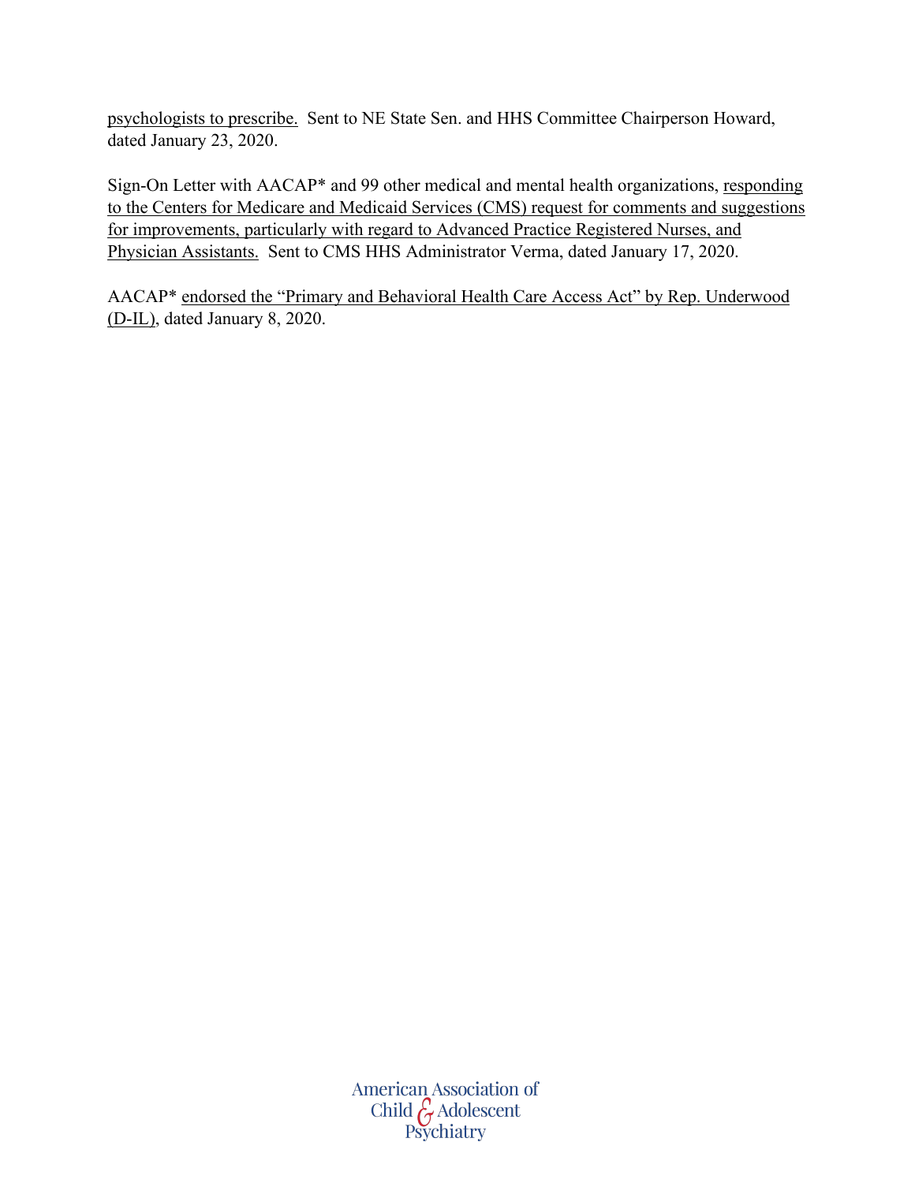psychologists to prescribe. Sent to NE State Sen. and HHS Committee Chairperson Howard, dated January 23, 2020.

Sign-On Letter with AACAP* and 99 other medical and mental health organizations, responding to the Centers for Medicare and Medicaid Services (CMS) request for comments and suggestions for improvements, particularly with regard to Advanced Practice Registered Nurses, and Physician Assistants. Sent to CMS HHS Administrator Verma, dated January 17, 2020.

AACAP* endorsed the "Primary and Behavioral Health Care Access Act" by Rep. Underwood (D-IL), dated January 8, 2020.